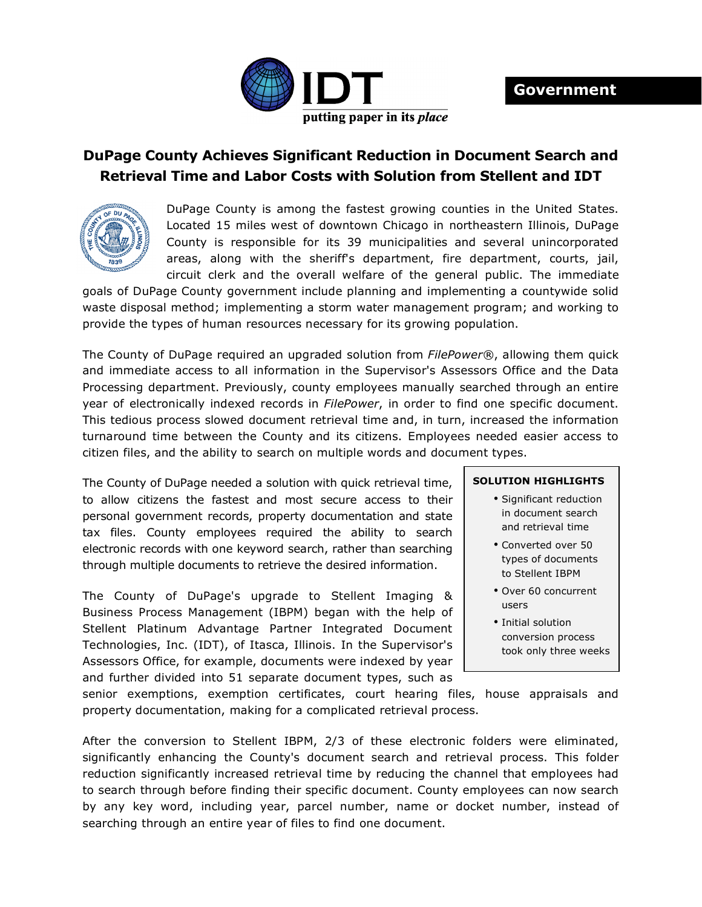IDT

putting paper in its *place*

**Government**

# DuPage County Achieves Significant Reduction in Document Search and Retrieval Time and Labor Costs with Solution from Stellent and IDT

DuPage County is among the fastest growing counties in the United States. Located 15 miles west of downtown Chicago in northeastern Illinois, DuPage County is responsible for its 39 municipalities and several unincorporated areas, along with the sheriff's department, fire department, courts, jail, circuit clerk and the overall welfare of the general public. The immediate goals of DuPage County government include planning and implementing a countywide solid waste disposal method; implementing a storm water management program; and working to provide the types of human resources necessary for its growing population.

The County of DuPage required an upgraded solution from *FilePower*®, allowing them quick and immediate access to all information in the Supervisor's Assessors Office and the Data Processing department. Previously, county employees manually searched through an entire year of electronically indexed records in *FilePower*, in order to find one specific document. This tedious process slowed document retrieval time and, in turn, increased the information turnaround time between the County and its citizens. Employees needed easier access to citizen files, and the ability to search on multiple words and document types.

The County of DuPage needed a solution with quick retrieval time, to allow citizens the fastest and most secure access to their personal government records, property documentation and state tax files. County employees required the ability to search electronic records with one keyword search, rather than searching through multiple documents to retrieve the desired information.

The County of DuPage's upgrade to Stellent Imaging & Business Process Management (IBPM) began with the help of Stellent Platinum Advantage Partner Integrated Document Technologies, Inc. (IDT), of Itasca, Illinois. In the Supervisor's Assessors Office, for example, documents were indexed by year and further divided into 51 separate document types, such as senior exemptions, exemption certificates, court hearing files, house appraisals and property documentation, making for a complicated retrieval process.

**SOLUTION HIGHLIGHTS**

- Significant reduction in document search and retrieval time
- Converted over 50 types of documents to Stellent IBPM
- Over 60 concurrent users
- Initial solution conversion process took only three weeks

After the conversion to Stellent IBPM, 2/3 of these electronic folders were eliminated, significantly enhancing the County's document search and retrieval process. This folder reduction significantly increased retrieval time by reducing the channel that employees had to search through before finding their specific document. County employees can now search by any key word, including year, parcel number, name or docket number, instead of searching through an entire year of files to find one document.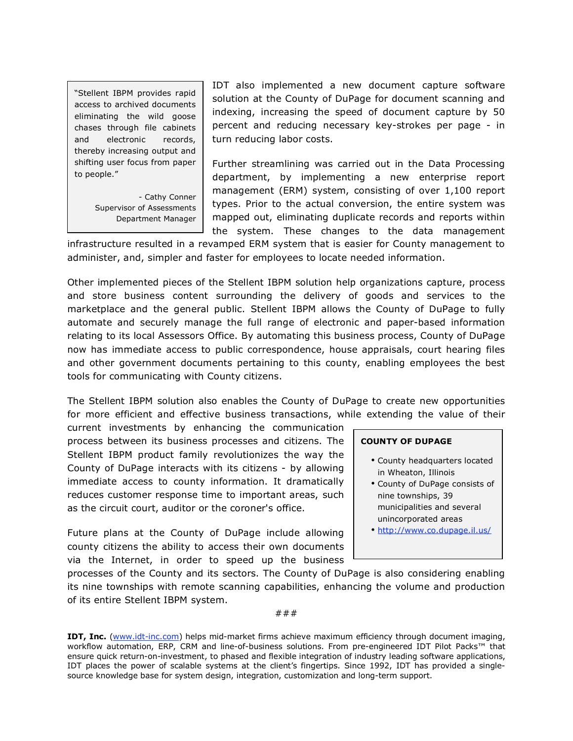> "Stellent IBPM provides rapid access to archived documents eliminating the wild goose chases through file cabinets and electronic records, thereby increasing output and shifting user focus from paper to people."
>
> - Cathy Conner
> Supervisor of Assessments
> Department Manager

IDT also implemented a new document capture software solution at the County of DuPage for document scanning and indexing, increasing the speed of document capture by 50 percent and reducing necessary key-strokes per page - in turn reducing labor costs.

Further streamlining was carried out in the Data Processing department, by implementing a new enterprise report management (ERM) system, consisting of over 1,100 report types. Prior to the actual conversion, the entire system was mapped out, eliminating duplicate records and reports within the system. These changes to the data management infrastructure resulted in a revamped ERM system that is easier for County management to administer, and, simpler and faster for employees to locate needed information.

Other implemented pieces of the Stellent IBPM solution help organizations capture, process and store business content surrounding the delivery of goods and services to the marketplace and the general public. Stellent IBPM allows the County of DuPage to fully automate and securely manage the full range of electronic and paper-based information relating to its local Assessors Office. By automating this business process, County of DuPage now has immediate access to public correspondence, house appraisals, court hearing files and other government documents pertaining to this county, enabling employees the best tools for communicating with County citizens.

The Stellent IBPM solution also enables the County of DuPage to create new opportunities for more efficient and effective business transactions, while extending the value of their current investments by enhancing the communication process between its business processes and citizens. The Stellent IBPM product family revolutionizes the way the County of DuPage interacts with its citizens - by allowing immediate access to county information. It dramatically reduces customer response time to important areas, such as the circuit court, auditor or the coroner's office.

Future plans at the County of DuPage include allowing county citizens the ability to access their own documents via the Internet, in order to speed up the business processes of the County and its sectors. The County of DuPage is also considering enabling its nine townships with remote scanning capabilities, enhancing the volume and production of its entire Stellent IBPM system.

**COUNTY OF DUPAGE**

- County headquarters located in Wheaton, Illinois
- County of DuPage consists of nine townships, 39 municipalities and several unincorporated areas
- http://www.co.dupage.il.us/

###

**IDT, Inc.** (www.idt-inc.com) helps mid-market firms achieve maximum efficiency through document imaging, workflow automation, ERP, CRM and line-of-business solutions. From pre-engineered IDT Pilot Packs™ that ensure quick return-on-investment, to phased and flexible integration of industry leading software applications, IDT places the power of scalable systems at the client's fingertips. Since 1992, IDT has provided a single-source knowledge base for system design, integration, customization and long-term support.